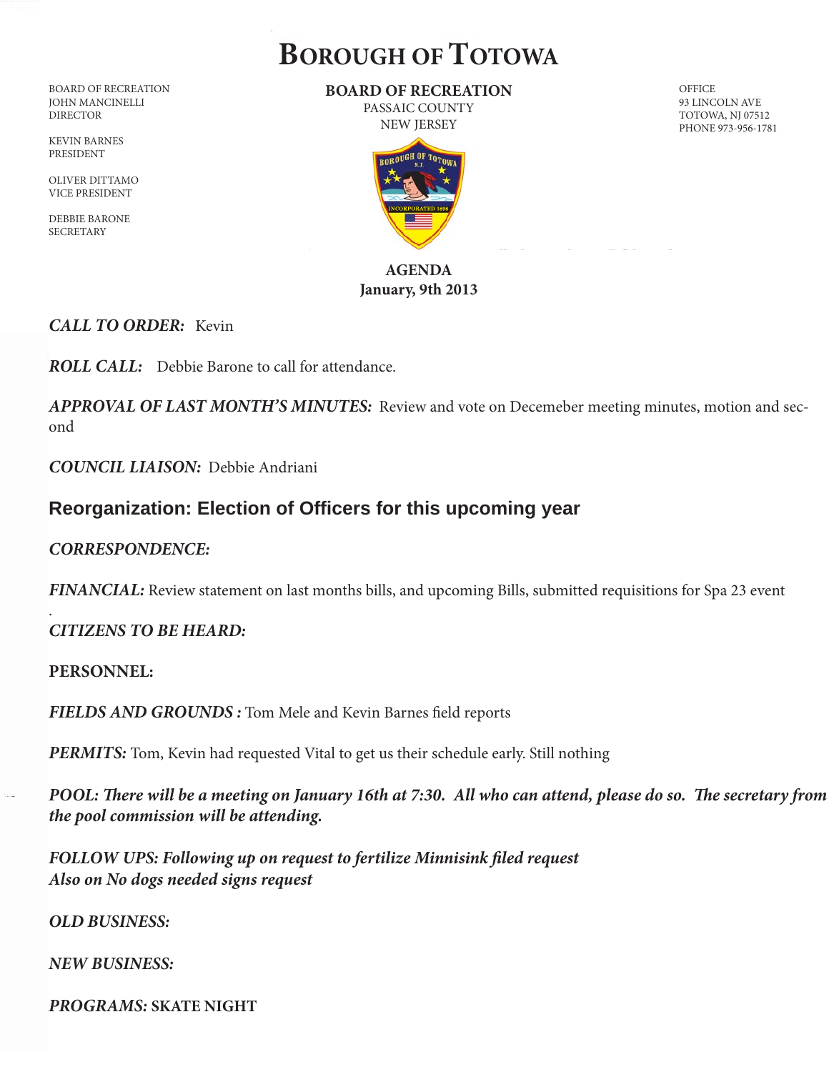# Borough of Totowa

BOARD OF RECREATION
JOHN MANCINELLI
DIRECTOR

KEVIN BARNES
PRESIDENT

OLIVER DITTAMO
VICE PRESIDENT

DEBBIE BARONE
SECRETARY

**BOARD OF RECREATION**
PASSAIC COUNTY
NEW JERSEY

OFFICE
93 LINCOLN AVE
TOTOWA, NJ 07512
PHONE 973-956-1781

**AGENDA**
**January, 9th 2013**

***CALL TO ORDER:*** Kevin

***ROLL CALL:*** Debbie Barone to call for attendance.

***APPROVAL OF LAST MONTH'S MINUTES:*** Review and vote on Decemeber meeting minutes, motion and second

***COUNCIL LIAISON:*** Debbie Andriani

## Reorganization: Election of Officers for this upcoming year

***CORRESPONDENCE:***

***FINANCIAL:*** Review statement on last months bills, and upcoming Bills, submitted requisitions for Spa 23 event

.

***CITIZENS TO BE HEARD:***

**PERSONNEL:**

***FIELDS AND GROUNDS :*** Tom Mele and Kevin Barnes field reports

***PERMITS:*** Tom, Kevin had requested Vital to get us their schedule early. Still nothing

***POOL: There will be a meeting on January 16th at 7:30. All who can attend, please do so. The secretary from the pool commission will be attending.***

***FOLLOW UPS: Following up on request to fertilize Minnisink filed request***
***Also on No dogs needed signs request***

***OLD BUSINESS:***

***NEW BUSINESS:***

***PROGRAMS:*** **SKATE NIGHT**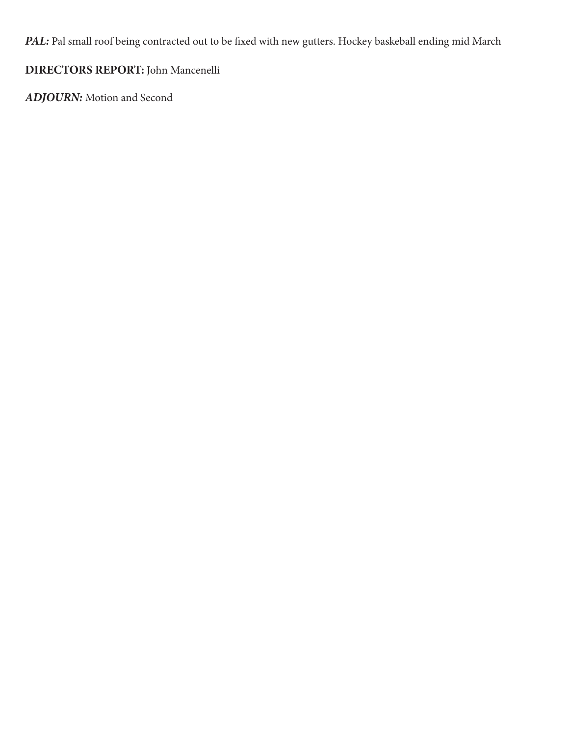***PAL:*** Pal small roof being contracted out to be fixed with new gutters. Hockey baskeball ending mid March

**DIRECTORS REPORT:** John Mancenelli

***ADJOURN:*** Motion and Second